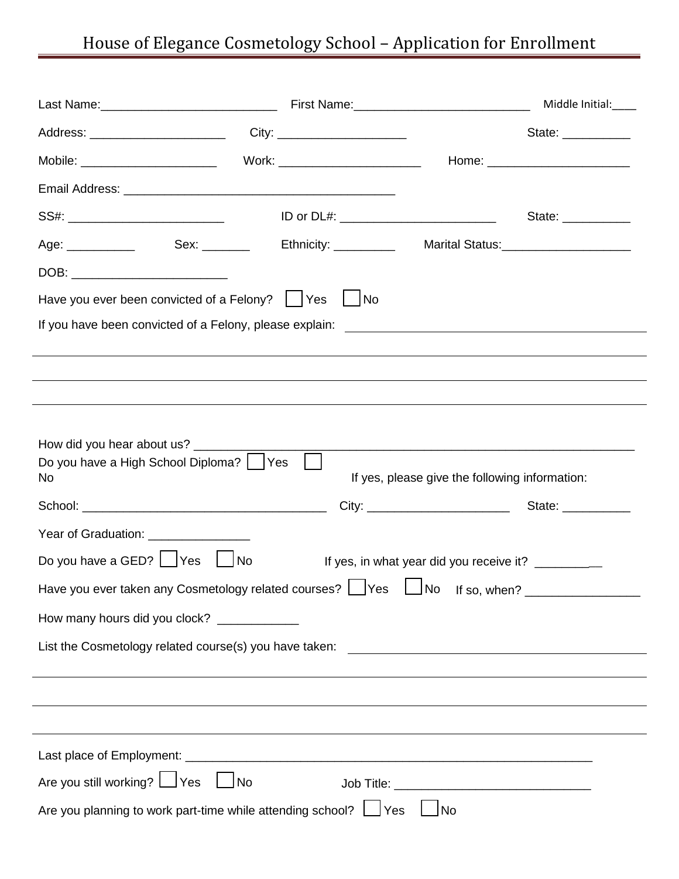# House of Elegance Cosmetology School – Application for Enrollment

Last Name:__________________________ First Name:__________________________ Middle Initial:____

Address: ____________________ City: ___________________ State: __________

Mobile: ____________________ Work: _____________________ Home: _____________________

Email Address: ________________________________________

SS#: _______________________ ID or DL#: _______________________ State: __________

Age: __________ Sex: _______ Ethnicity: _________ Marital Status:___________________

DOB: _______________________

Have you ever been convicted of a Felony? ☐ Yes ☐ No

If you have been convicted of a Felony, please explain: ____________________________________________

________________________________________________________________________________________

________________________________________________________________________________________

________________________________________________________________________________________

How did you hear about us? _____________________________________________________________

Do you have a High School Diploma? ☐ Yes ☐ No If yes, please give the following information:

School: ___________________________________ City: ____________________ State: __________

Year of Graduation: _______________

Do you have a GED? ☐ Yes ☐ No If yes, in what year did you receive it? __________

Have you ever taken any Cosmetology related courses? ☐ Yes ☐ No If so, when? ________________

How many hours did you clock? ____________

List the Cosmetology related course(s) you have taken: ____________________________________________

________________________________________________________________________________________

________________________________________________________________________________________

________________________________________________________________________________________

Last place of Employment: ___________________________________________________________

Are you still working? ☐ Yes ☐ No Job Title: _____________________________

Are you planning to work part-time while attending school? ☐ Yes ☐ No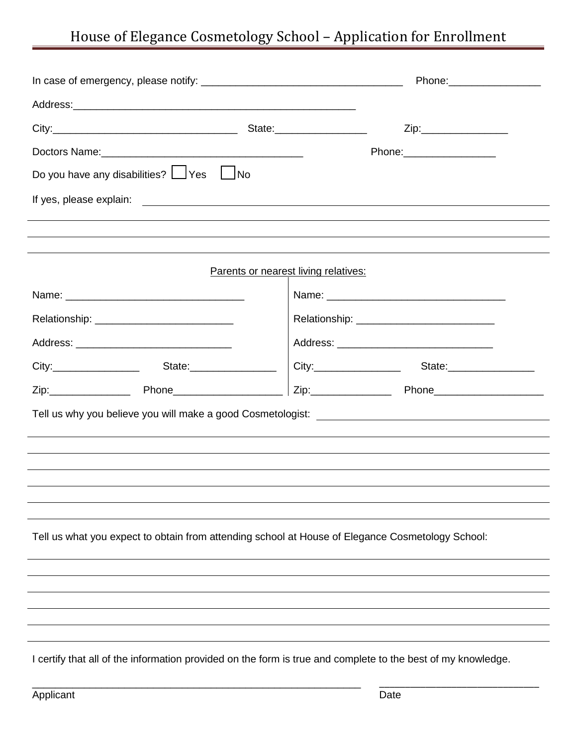# House of Elegance Cosmetology School – Application for Enrollment

In case of emergency, please notify: ___________________________________ Phone:________________

Address:__________________________________________________

City:________________________________ State:________________ Zip:_______________

Doctors Name:___________________________________ Phone:________________

Do you have any disabilities? ☐ Yes ☐ No

If yes, please explain: ____________________________________________________________

______________________________________________________________________________

______________________________________________________________________________

______________________________________________________________________________

Parents or nearest living relatives:

| | |
|---|---|
| Name: _______________________________ | Name: _______________________________ |
| Relationship: ________________________ | Relationship: ________________________ |
| Address: ___________________________ | Address: ___________________________ |
| City:_______________ State:_______________ | City:_______________ State:_______________ |
| Zip:______________ Phone___________________ | Zip:______________ Phone___________________ |

Tell us why you believe you will make a good Cosmetologist: ________________________________

______________________________________________________________________________

______________________________________________________________________________

______________________________________________________________________________

______________________________________________________________________________

______________________________________________________________________________

______________________________________________________________________________

Tell us what you expect to obtain from attending school at House of Elegance Cosmetology School:

______________________________________________________________________________

______________________________________________________________________________

______________________________________________________________________________

______________________________________________________________________________

______________________________________________________________________________

______________________________________________________________________________

I certify that all of the information provided on the form is true and complete to the best of my knowledge.

____________________________________________________________ ____________________________

Applicant Date